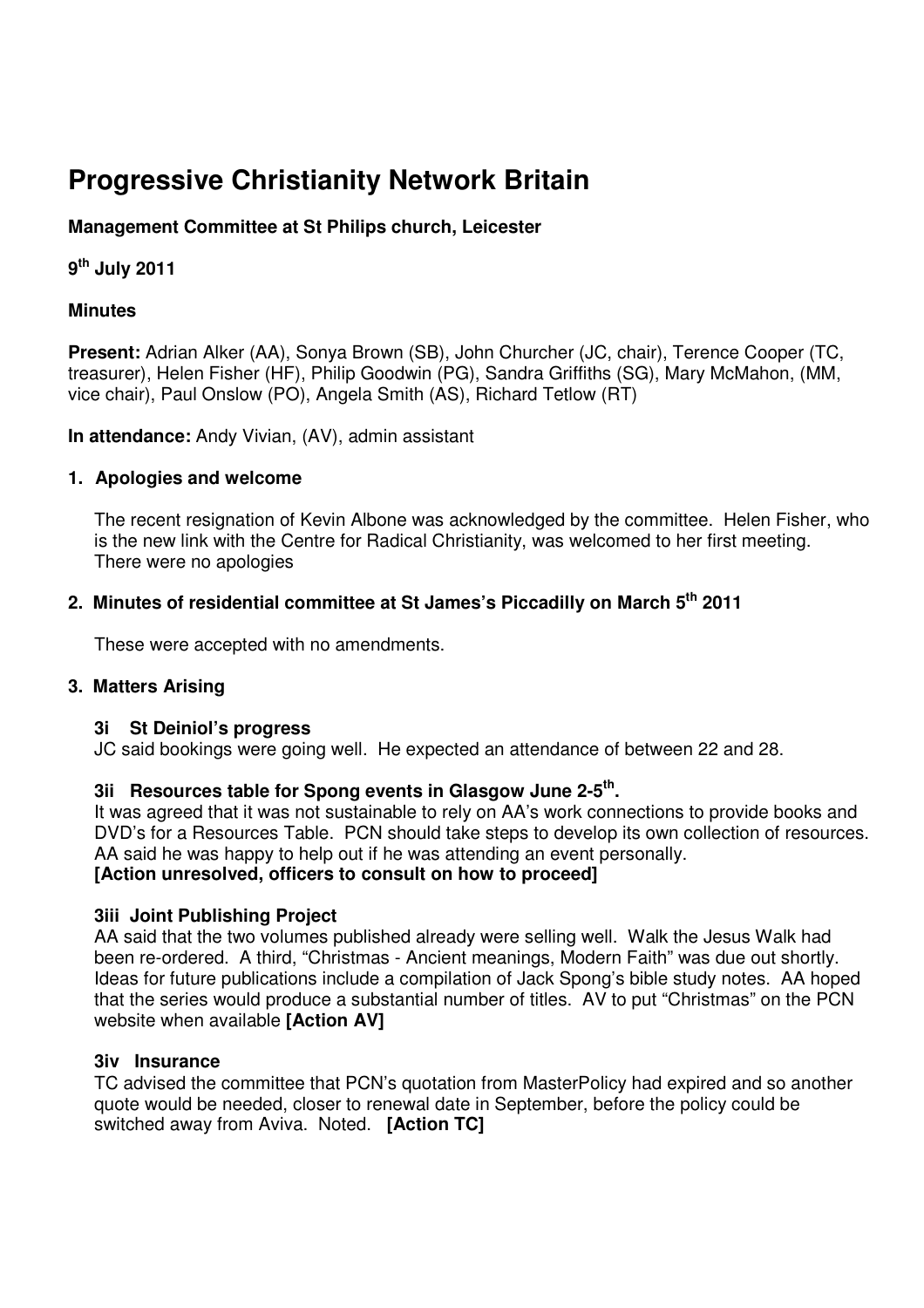# Progressive Christianity Network Britain

**Management Committee at St Philips church, Leicester**

**9th July 2011**

**Minutes**

**Present:** Adrian Alker (AA), Sonya Brown (SB), John Churcher (JC, chair), Terence Cooper (TC, treasurer), Helen Fisher (HF), Philip Goodwin (PG), Sandra Griffiths (SG), Mary McMahon, (MM, vice chair), Paul Onslow (PO), Angela Smith (AS), Richard Tetlow (RT)

**In attendance:** Andy Vivian, (AV), admin assistant

## 1. Apologies and welcome

The recent resignation of Kevin Albone was acknowledged by the committee. Helen Fisher, who is the new link with the Centre for Radical Christianity, was welcomed to her first meeting. There were no apologies

## 2. Minutes of residential committee at St James's Piccadilly on March 5th 2011

These were accepted with no amendments.

## 3. Matters Arising

### 3i St Deiniol's progress

JC said bookings were going well. He expected an attendance of between 22 and 28.

### 3ii Resources table for Spong events in Glasgow June 2-5th.

It was agreed that it was not sustainable to rely on AA's work connections to provide books and DVD's for a Resources Table. PCN should take steps to develop its own collection of resources. AA said he was happy to help out if he was attending an event personally.
**[Action unresolved, officers to consult on how to proceed]**

### 3iii Joint Publishing Project

AA said that the two volumes published already were selling well. Walk the Jesus Walk had been re-ordered. A third, "Christmas - Ancient meanings, Modern Faith" was due out shortly. Ideas for future publications include a compilation of Jack Spong's bible study notes. AA hoped that the series would produce a substantial number of titles. AV to put "Christmas" on the PCN website when available **[Action AV]**

### 3iv Insurance

TC advised the committee that PCN's quotation from MasterPolicy had expired and so another quote would be needed, closer to renewal date in September, before the policy could be switched away from Aviva. Noted. **[Action TC]**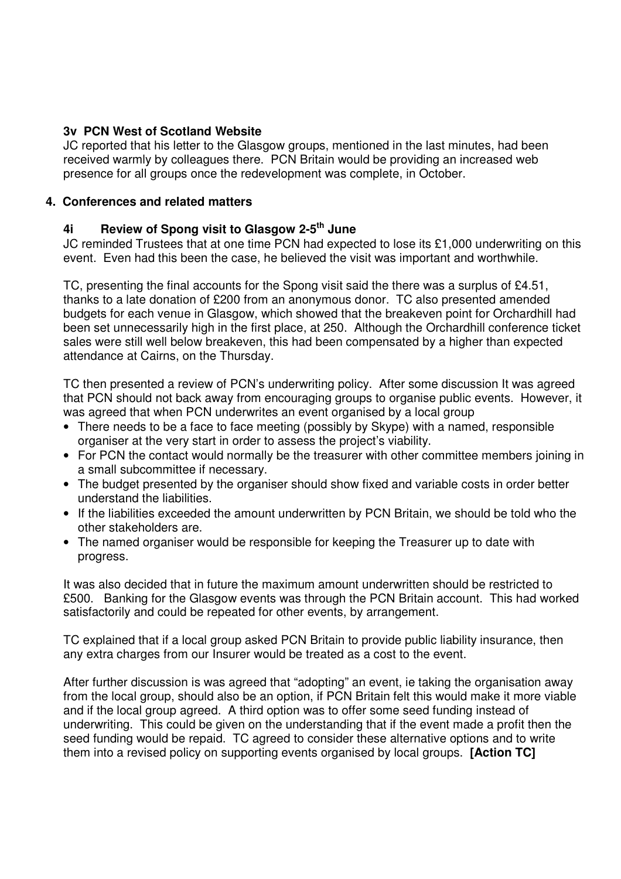### 3v PCN West of Scotland Website

JC reported that his letter to the Glasgow groups, mentioned in the last minutes, had been received warmly by colleagues there. PCN Britain would be providing an increased web presence for all groups once the redevelopment was complete, in October.

## 4. Conferences and related matters

### 4i Review of Spong visit to Glasgow 2-5th June

JC reminded Trustees that at one time PCN had expected to lose its £1,000 underwriting on this event. Even had this been the case, he believed the visit was important and worthwhile.

TC, presenting the final accounts for the Spong visit said the there was a surplus of £4.51, thanks to a late donation of £200 from an anonymous donor. TC also presented amended budgets for each venue in Glasgow, which showed that the breakeven point for Orchardhill had been set unnecessarily high in the first place, at 250. Although the Orchardhill conference ticket sales were still well below breakeven, this had been compensated by a higher than expected attendance at Cairns, on the Thursday.

TC then presented a review of PCN's underwriting policy. After some discussion It was agreed that PCN should not back away from encouraging groups to organise public events. However, it was agreed that when PCN underwrites an event organised by a local group

- There needs to be a face to face meeting (possibly by Skype) with a named, responsible organiser at the very start in order to assess the project's viability.
- For PCN the contact would normally be the treasurer with other committee members joining in a small subcommittee if necessary.
- The budget presented by the organiser should show fixed and variable costs in order better understand the liabilities.
- If the liabilities exceeded the amount underwritten by PCN Britain, we should be told who the other stakeholders are.
- The named organiser would be responsible for keeping the Treasurer up to date with progress.

It was also decided that in future the maximum amount underwritten should be restricted to £500. Banking for the Glasgow events was through the PCN Britain account. This had worked satisfactorily and could be repeated for other events, by arrangement.

TC explained that if a local group asked PCN Britain to provide public liability insurance, then any extra charges from our Insurer would be treated as a cost to the event.

After further discussion is was agreed that "adopting" an event, ie taking the organisation away from the local group, should also be an option, if PCN Britain felt this would make it more viable and if the local group agreed. A third option was to offer some seed funding instead of underwriting. This could be given on the understanding that if the event made a profit then the seed funding would be repaid. TC agreed to consider these alternative options and to write them into a revised policy on supporting events organised by local groups. **[Action TC]**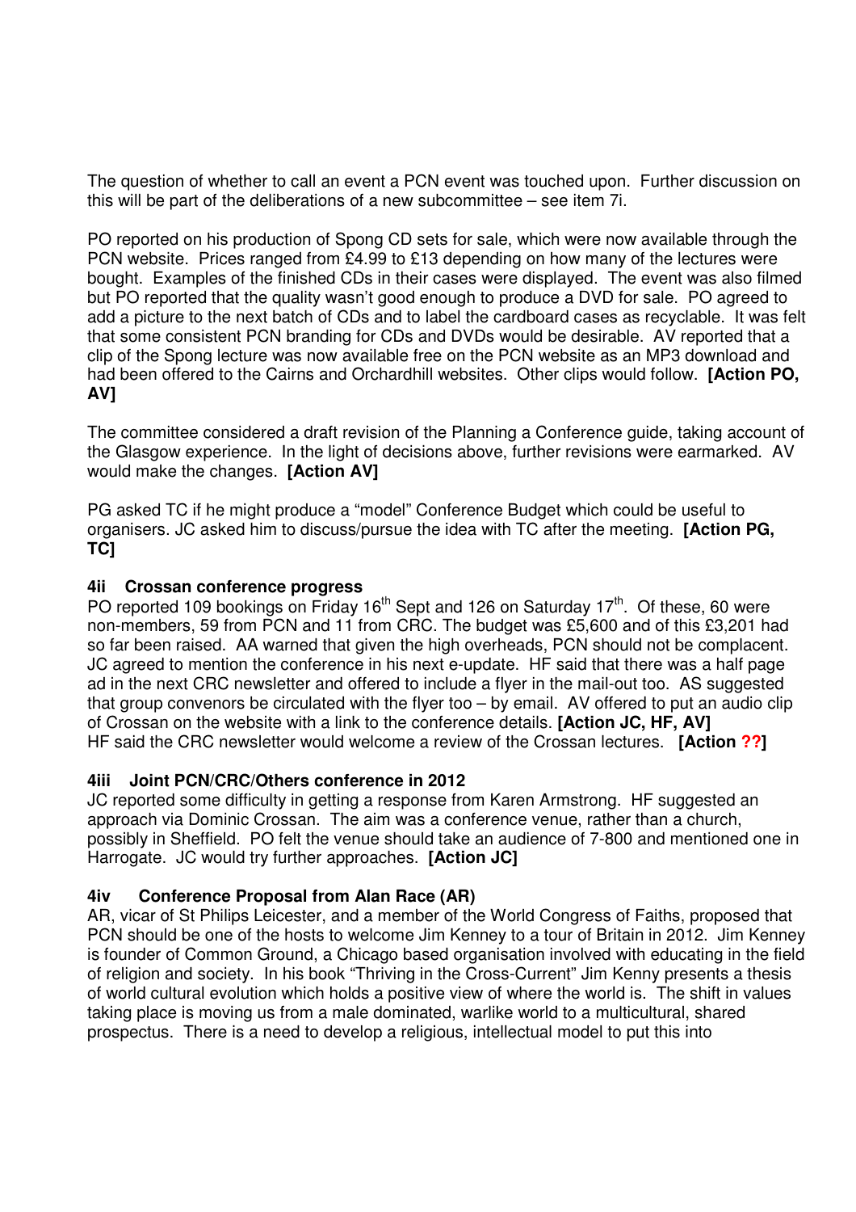The question of whether to call an event a PCN event was touched upon. Further discussion on this will be part of the deliberations of a new subcommittee – see item 7i.

PO reported on his production of Spong CD sets for sale, which were now available through the PCN website. Prices ranged from £4.99 to £13 depending on how many of the lectures were bought. Examples of the finished CDs in their cases were displayed. The event was also filmed but PO reported that the quality wasn't good enough to produce a DVD for sale. PO agreed to add a picture to the next batch of CDs and to label the cardboard cases as recyclable. It was felt that some consistent PCN branding for CDs and DVDs would be desirable. AV reported that a clip of the Spong lecture was now available free on the PCN website as an MP3 download and had been offered to the Cairns and Orchardhill websites. Other clips would follow. **[Action PO, AV]**

The committee considered a draft revision of the Planning a Conference guide, taking account of the Glasgow experience. In the light of decisions above, further revisions were earmarked. AV would make the changes. **[Action AV]**

PG asked TC if he might produce a "model" Conference Budget which could be useful to organisers. JC asked him to discuss/pursue the idea with TC after the meeting. **[Action PG, TC]**

#### 4ii Crossan conference progress

PO reported 109 bookings on Friday 16th Sept and 126 on Saturday 17th. Of these, 60 were non-members, 59 from PCN and 11 from CRC. The budget was £5,600 and of this £3,201 had so far been raised. AA warned that given the high overheads, PCN should not be complacent. JC agreed to mention the conference in his next e-update. HF said that there was a half page ad in the next CRC newsletter and offered to include a flyer in the mail-out too. AS suggested that group convenors be circulated with the flyer too – by email. AV offered to put an audio clip of Crossan on the website with a link to the conference details. **[Action JC, HF, AV]**
HF said the CRC newsletter would welcome a review of the Crossan lectures. **[Action ??]**

#### 4iii Joint PCN/CRC/Others conference in 2012

JC reported some difficulty in getting a response from Karen Armstrong. HF suggested an approach via Dominic Crossan. The aim was a conference venue, rather than a church, possibly in Sheffield. PO felt the venue should take an audience of 7-800 and mentioned one in Harrogate. JC would try further approaches. **[Action JC]**

#### 4iv Conference Proposal from Alan Race (AR)

AR, vicar of St Philips Leicester, and a member of the World Congress of Faiths, proposed that PCN should be one of the hosts to welcome Jim Kenney to a tour of Britain in 2012. Jim Kenney is founder of Common Ground, a Chicago based organisation involved with educating in the field of religion and society. In his book "Thriving in the Cross-Current" Jim Kenny presents a thesis of world cultural evolution which holds a positive view of where the world is. The shift in values taking place is moving us from a male dominated, warlike world to a multicultural, shared prospectus. There is a need to develop a religious, intellectual model to put this into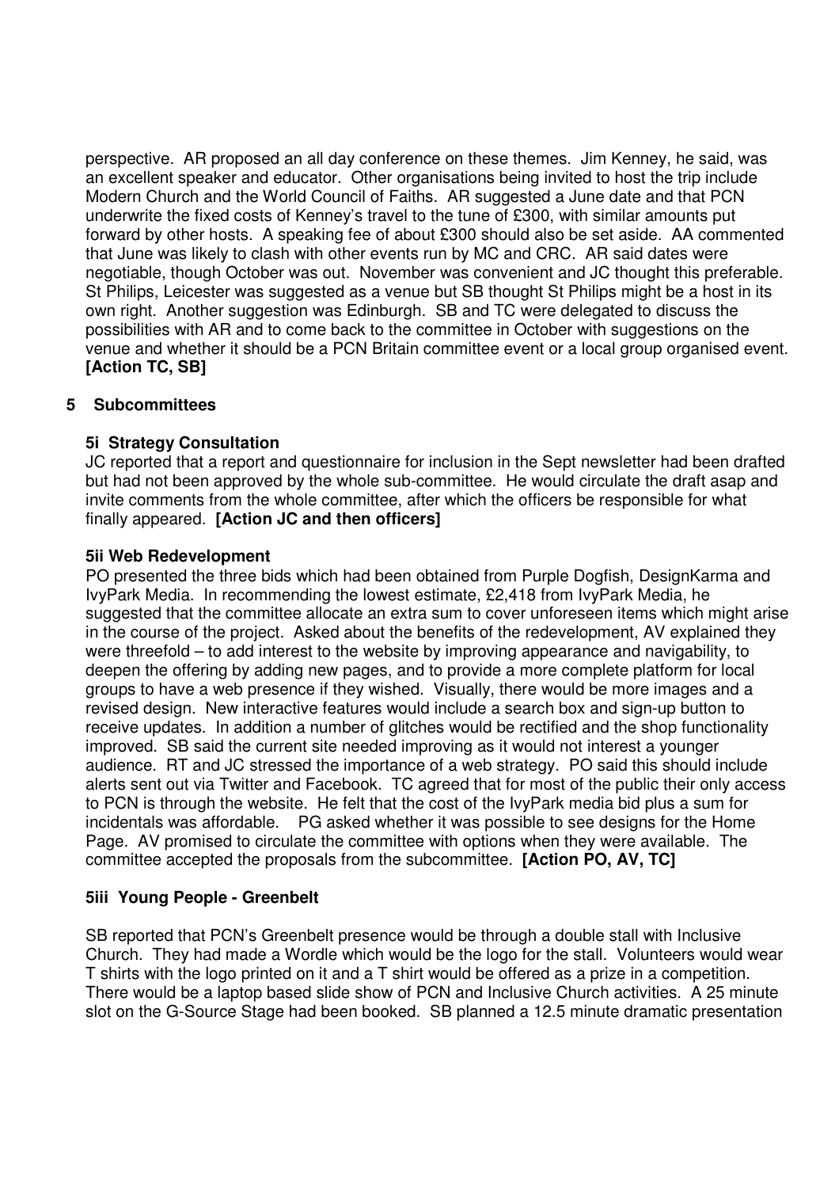perspective. AR proposed an all day conference on these themes. Jim Kenney, he said, was an excellent speaker and educator. Other organisations being invited to host the trip include Modern Church and the World Council of Faiths. AR suggested a June date and that PCN underwrite the fixed costs of Kenney's travel to the tune of £300, with similar amounts put forward by other hosts. A speaking fee of about £300 should also be set aside. AA commented that June was likely to clash with other events run by MC and CRC. AR said dates were negotiable, though October was out. November was convenient and JC thought this preferable. St Philips, Leicester was suggested as a venue but SB thought St Philips might be a host in its own right. Another suggestion was Edinburgh. SB and TC were delegated to discuss the possibilities with AR and to come back to the committee in October with suggestions on the venue and whether it should be a PCN Britain committee event or a local group organised event. **[Action TC, SB]**

## 5 Subcommittees

### 5i Strategy Consultation

JC reported that a report and questionnaire for inclusion in the Sept newsletter had been drafted but had not been approved by the whole sub-committee. He would circulate the draft asap and invite comments from the whole committee, after which the officers be responsible for what finally appeared. **[Action JC and then officers]**

### 5ii Web Redevelopment

PO presented the three bids which had been obtained from Purple Dogfish, DesignKarma and IvyPark Media. In recommending the lowest estimate, £2,418 from IvyPark Media, he suggested that the committee allocate an extra sum to cover unforeseen items which might arise in the course of the project. Asked about the benefits of the redevelopment, AV explained they were threefold – to add interest to the website by improving appearance and navigability, to deepen the offering by adding new pages, and to provide a more complete platform for local groups to have a web presence if they wished. Visually, there would be more images and a revised design. New interactive features would include a search box and sign-up button to receive updates. In addition a number of glitches would be rectified and the shop functionality improved. SB said the current site needed improving as it would not interest a younger audience. RT and JC stressed the importance of a web strategy. PO said this should include alerts sent out via Twitter and Facebook. TC agreed that for most of the public their only access to PCN is through the website. He felt that the cost of the IvyPark media bid plus a sum for incidentals was affordable. PG asked whether it was possible to see designs for the Home Page. AV promised to circulate the committee with options when they were available. The committee accepted the proposals from the subcommittee. **[Action PO, AV, TC]**

### 5iii Young People - Greenbelt

SB reported that PCN's Greenbelt presence would be through a double stall with Inclusive Church. They had made a Wordle which would be the logo for the stall. Volunteers would wear T shirts with the logo printed on it and a T shirt would be offered as a prize in a competition. There would be a laptop based slide show of PCN and Inclusive Church activities. A 25 minute slot on the G-Source Stage had been booked. SB planned a 12.5 minute dramatic presentation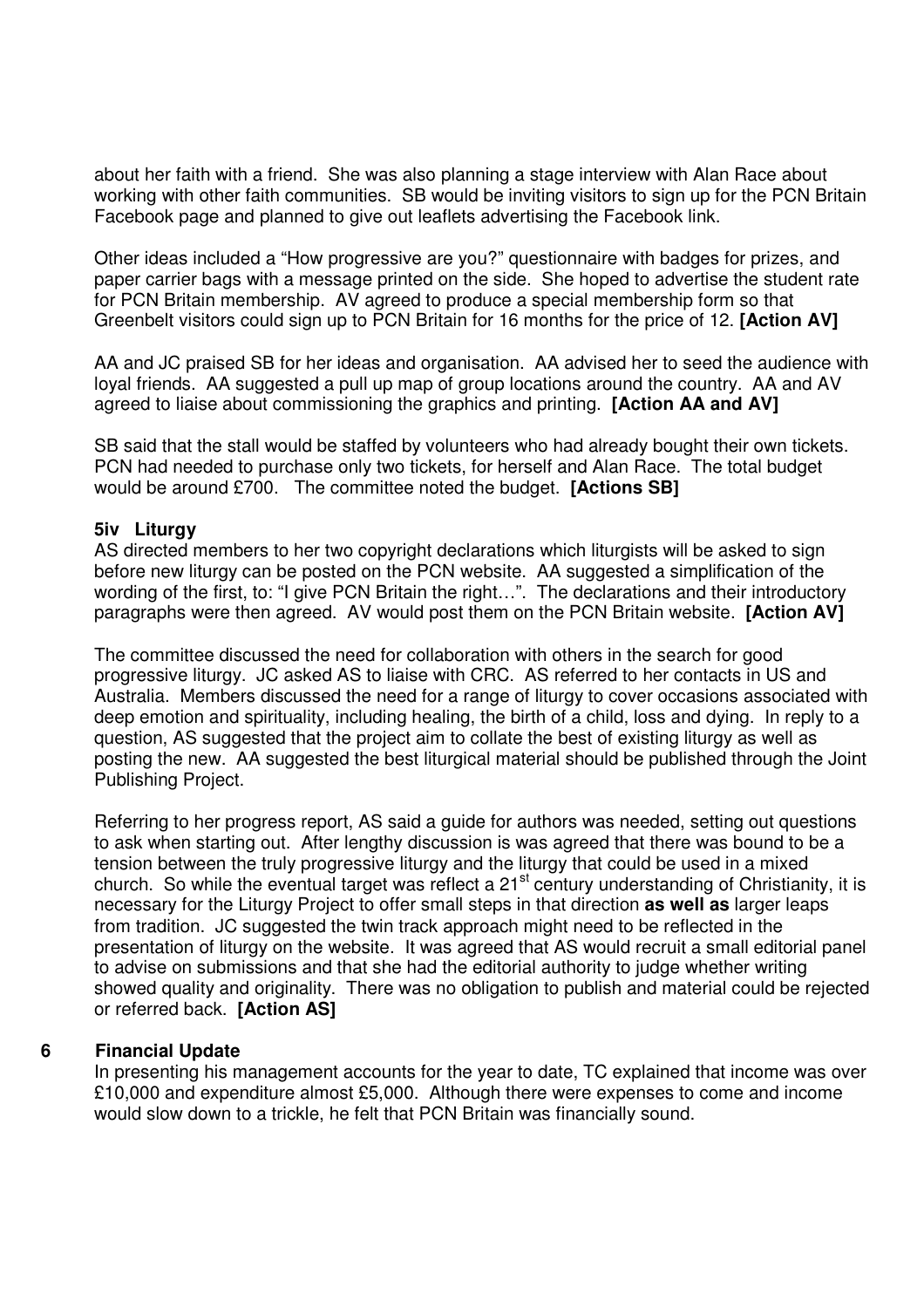about her faith with a friend. She was also planning a stage interview with Alan Race about working with other faith communities. SB would be inviting visitors to sign up for the PCN Britain Facebook page and planned to give out leaflets advertising the Facebook link.

Other ideas included a "How progressive are you?" questionnaire with badges for prizes, and paper carrier bags with a message printed on the side. She hoped to advertise the student rate for PCN Britain membership. AV agreed to produce a special membership form so that Greenbelt visitors could sign up to PCN Britain for 16 months for the price of 12. **[Action AV]**

AA and JC praised SB for her ideas and organisation. AA advised her to seed the audience with loyal friends. AA suggested a pull up map of group locations around the country. AA and AV agreed to liaise about commissioning the graphics and printing. **[Action AA and AV]**

SB said that the stall would be staffed by volunteers who had already bought their own tickets. PCN had needed to purchase only two tickets, for herself and Alan Race. The total budget would be around £700. The committee noted the budget. **[Actions SB]**

### 5iv Liturgy

AS directed members to her two copyright declarations which liturgists will be asked to sign before new liturgy can be posted on the PCN website. AA suggested a simplification of the wording of the first, to: "I give PCN Britain the right…". The declarations and their introductory paragraphs were then agreed. AV would post them on the PCN Britain website. **[Action AV]**

The committee discussed the need for collaboration with others in the search for good progressive liturgy. JC asked AS to liaise with CRC. AS referred to her contacts in US and Australia. Members discussed the need for a range of liturgy to cover occasions associated with deep emotion and spirituality, including healing, the birth of a child, loss and dying. In reply to a question, AS suggested that the project aim to collate the best of existing liturgy as well as posting the new. AA suggested the best liturgical material should be published through the Joint Publishing Project.

Referring to her progress report, AS said a guide for authors was needed, setting out questions to ask when starting out. After lengthy discussion is was agreed that there was bound to be a tension between the truly progressive liturgy and the liturgy that could be used in a mixed church. So while the eventual target was reflect a 21st century understanding of Christianity, it is necessary for the Liturgy Project to offer small steps in that direction **as well as** larger leaps from tradition. JC suggested the twin track approach might need to be reflected in the presentation of liturgy on the website. It was agreed that AS would recruit a small editorial panel to advise on submissions and that she had the editorial authority to judge whether writing showed quality and originality. There was no obligation to publish and material could be rejected or referred back. **[Action AS]**

## 6 Financial Update

In presenting his management accounts for the year to date, TC explained that income was over £10,000 and expenditure almost £5,000. Although there were expenses to come and income would slow down to a trickle, he felt that PCN Britain was financially sound.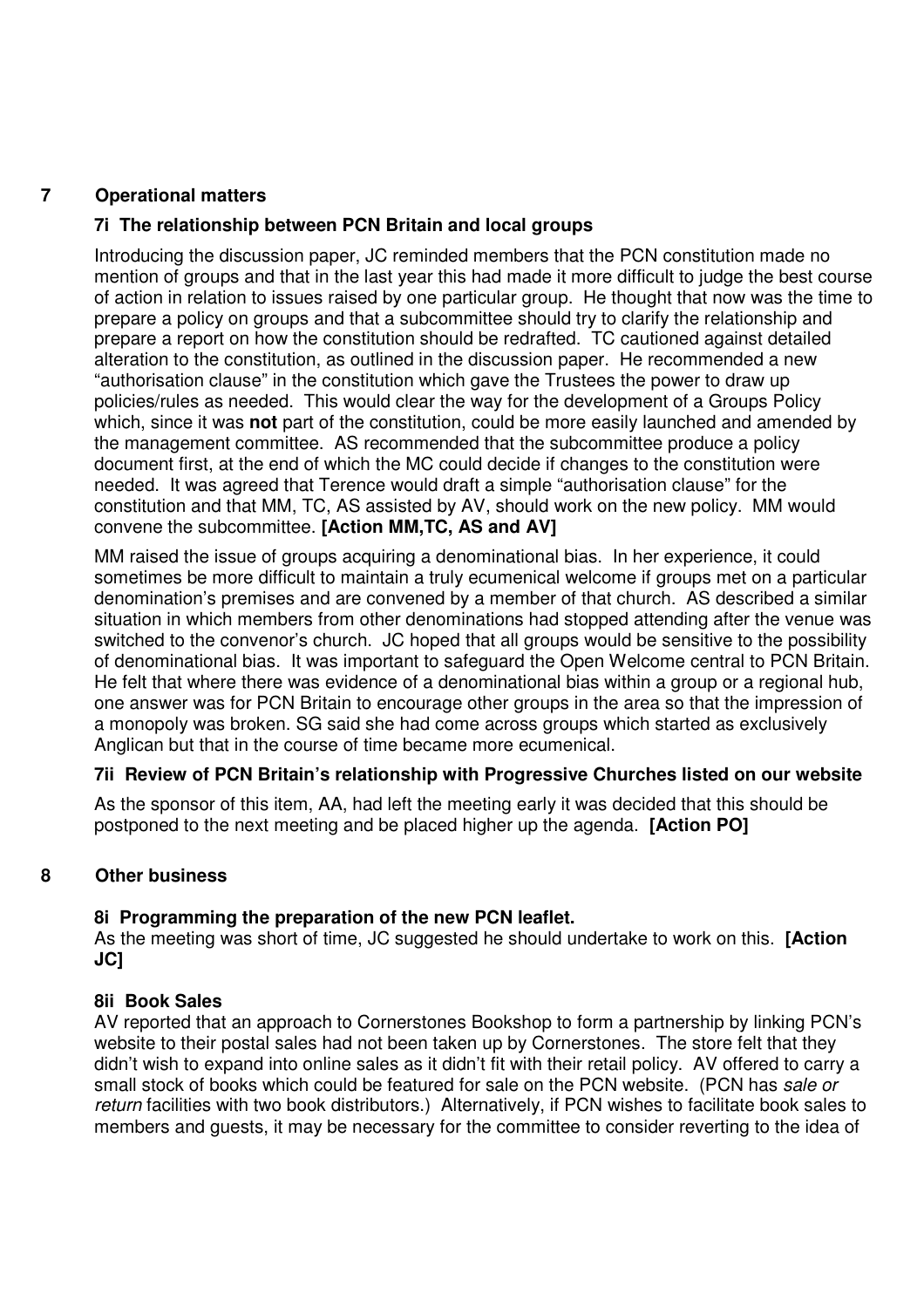## 7 Operational matters

### 7i The relationship between PCN Britain and local groups

Introducing the discussion paper, JC reminded members that the PCN constitution made no mention of groups and that in the last year this had made it more difficult to judge the best course of action in relation to issues raised by one particular group. He thought that now was the time to prepare a policy on groups and that a subcommittee should try to clarify the relationship and prepare a report on how the constitution should be redrafted. TC cautioned against detailed alteration to the constitution, as outlined in the discussion paper. He recommended a new "authorisation clause" in the constitution which gave the Trustees the power to draw up policies/rules as needed. This would clear the way for the development of a Groups Policy which, since it was **not** part of the constitution, could be more easily launched and amended by the management committee. AS recommended that the subcommittee produce a policy document first, at the end of which the MC could decide if changes to the constitution were needed. It was agreed that Terence would draft a simple "authorisation clause" for the constitution and that MM, TC, AS assisted by AV, should work on the new policy. MM would convene the subcommittee. **[Action MM,TC, AS and AV]**

MM raised the issue of groups acquiring a denominational bias. In her experience, it could sometimes be more difficult to maintain a truly ecumenical welcome if groups met on a particular denomination's premises and are convened by a member of that church. AS described a similar situation in which members from other denominations had stopped attending after the venue was switched to the convenor's church. JC hoped that all groups would be sensitive to the possibility of denominational bias. It was important to safeguard the Open Welcome central to PCN Britain. He felt that where there was evidence of a denominational bias within a group or a regional hub, one answer was for PCN Britain to encourage other groups in the area so that the impression of a monopoly was broken. SG said she had come across groups which started as exclusively Anglican but that in the course of time became more ecumenical.

### 7ii Review of PCN Britain's relationship with Progressive Churches listed on our website

As the sponsor of this item, AA, had left the meeting early it was decided that this should be postponed to the next meeting and be placed higher up the agenda. **[Action PO]**

## 8 Other business

### 8i Programming the preparation of the new PCN leaflet.

As the meeting was short of time, JC suggested he should undertake to work on this. **[Action JC]**

### 8ii Book Sales

AV reported that an approach to Cornerstones Bookshop to form a partnership by linking PCN's website to their postal sales had not been taken up by Cornerstones. The store felt that they didn't wish to expand into online sales as it didn't fit with their retail policy. AV offered to carry a small stock of books which could be featured for sale on the PCN website. (PCN has *sale or return* facilities with two book distributors.) Alternatively, if PCN wishes to facilitate book sales to members and guests, it may be necessary for the committee to consider reverting to the idea of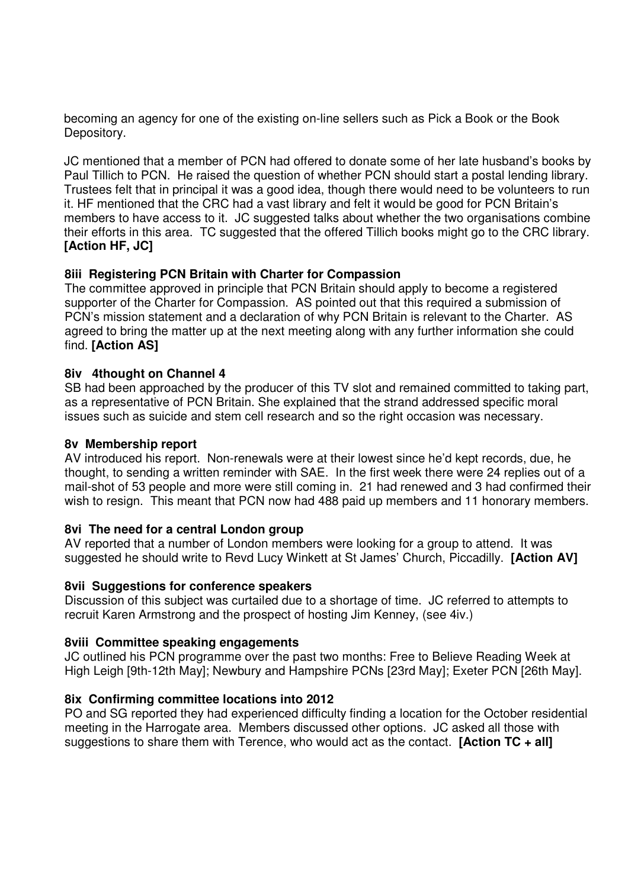becoming an agency for one of the existing on-line sellers such as Pick a Book or the Book Depository.

JC mentioned that a member of PCN had offered to donate some of her late husband's books by Paul Tillich to PCN. He raised the question of whether PCN should start a postal lending library. Trustees felt that in principal it was a good idea, though there would need to be volunteers to run it. HF mentioned that the CRC had a vast library and felt it would be good for PCN Britain's members to have access to it. JC suggested talks about whether the two organisations combine their efforts in this area. TC suggested that the offered Tillich books might go to the CRC library. **[Action HF, JC]**

### 8iii Registering PCN Britain with Charter for Compassion

The committee approved in principle that PCN Britain should apply to become a registered supporter of the Charter for Compassion. AS pointed out that this required a submission of PCN's mission statement and a declaration of why PCN Britain is relevant to the Charter. AS agreed to bring the matter up at the next meeting along with any further information she could find. **[Action AS]**

### 8iv 4thought on Channel 4

SB had been approached by the producer of this TV slot and remained committed to taking part, as a representative of PCN Britain. She explained that the strand addressed specific moral issues such as suicide and stem cell research and so the right occasion was necessary.

### 8v Membership report

AV introduced his report. Non-renewals were at their lowest since he'd kept records, due, he thought, to sending a written reminder with SAE. In the first week there were 24 replies out of a mail-shot of 53 people and more were still coming in. 21 had renewed and 3 had confirmed their wish to resign. This meant that PCN now had 488 paid up members and 11 honorary members.

### 8vi The need for a central London group

AV reported that a number of London members were looking for a group to attend. It was suggested he should write to Revd Lucy Winkett at St James' Church, Piccadilly. **[Action AV]**

### 8vii Suggestions for conference speakers

Discussion of this subject was curtailed due to a shortage of time. JC referred to attempts to recruit Karen Armstrong and the prospect of hosting Jim Kenney, (see 4iv.)

### 8viii Committee speaking engagements

JC outlined his PCN programme over the past two months: Free to Believe Reading Week at High Leigh [9th-12th May]; Newbury and Hampshire PCNs [23rd May]; Exeter PCN [26th May].

### 8ix Confirming committee locations into 2012

PO and SG reported they had experienced difficulty finding a location for the October residential meeting in the Harrogate area. Members discussed other options. JC asked all those with suggestions to share them with Terence, who would act as the contact. **[Action TC + all]**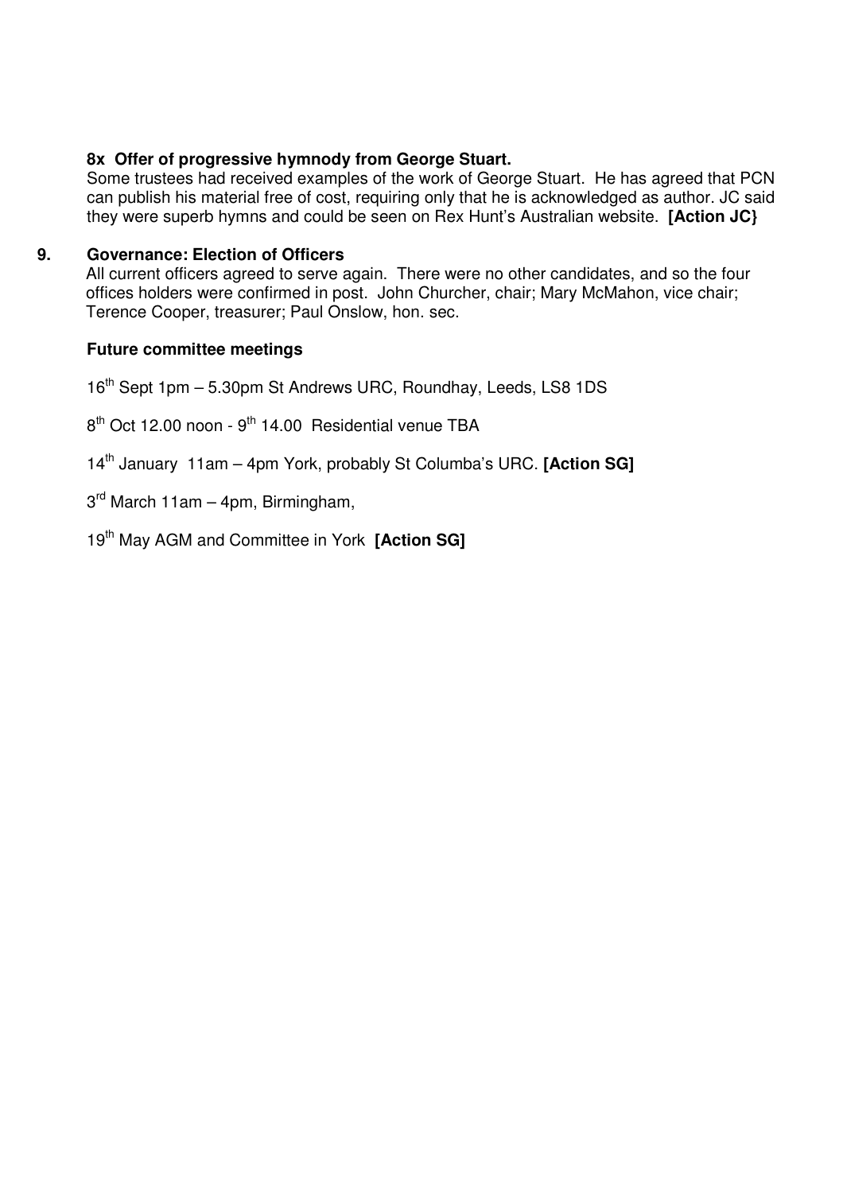**8x Offer of progressive hymnody from George Stuart.**

Some trustees had received examples of the work of George Stuart. He has agreed that PCN can publish his material free of cost, requiring only that he is acknowledged as author. JC said they were superb hymns and could be seen on Rex Hunt's Australian website. **[Action JC}**

**9. Governance: Election of Officers**

All current officers agreed to serve again. There were no other candidates, and so the four offices holders were confirmed in post. John Churcher, chair; Mary McMahon, vice chair; Terence Cooper, treasurer; Paul Onslow, hon. sec.

**Future committee meetings**

16th Sept 1pm – 5.30pm St Andrews URC, Roundhay, Leeds, LS8 1DS

8th Oct 12.00 noon - 9th 14.00 Residential venue TBA

14th January 11am – 4pm York, probably St Columba's URC. **[Action SG]**

3rd March 11am – 4pm, Birmingham,

19th May AGM and Committee in York **[Action SG]**